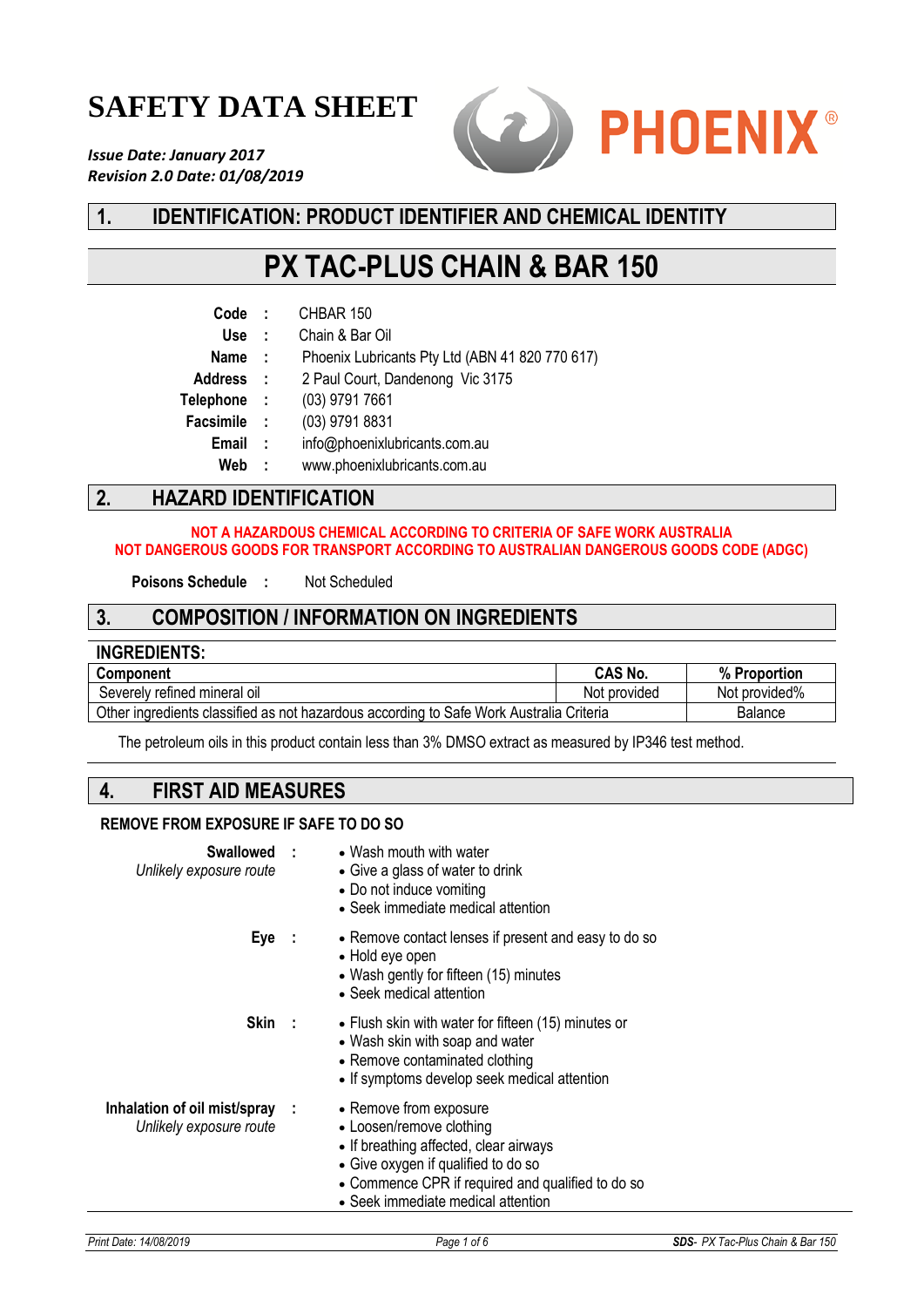# SAFETY DATA SHEET

***Issue Date: January 2017***
***Revision 2.0 Date: 01/08/2019***

PHOENIX®

## 1. IDENTIFICATION: PRODUCT IDENTIFIER AND CHEMICAL IDENTITY

# PX TAC-PLUS CHAIN & BAR 150

**Code** : CHBAR 150
**Use** : Chain & Bar Oil
**Name** : Phoenix Lubricants Pty Ltd (ABN 41 820 770 617)
**Address** : 2 Paul Court, Dandenong Vic 3175
**Telephone** : (03) 9791 7661
**Facsimile** : (03) 9791 8831
**Email** : info@phoenixlubricants.com.au
**Web** : www.phoenixlubricants.com.au

## 2. HAZARD IDENTIFICATION

**NOT A HAZARDOUS CHEMICAL ACCORDING TO CRITERIA OF SAFE WORK AUSTRALIA**
**NOT DANGEROUS GOODS FOR TRANSPORT ACCORDING TO AUSTRALIAN DANGEROUS GOODS CODE (ADGC)**

**Poisons Schedule** : Not Scheduled

## 3. COMPOSITION / INFORMATION ON INGREDIENTS

**INGREDIENTS:**

| Component | CAS No. | % Proportion |
|---|---|---|
| Severely refined mineral oil | Not provided | Not provided% |
| Other ingredients classified as not hazardous according to Safe Work Australia Criteria | | Balance |

The petroleum oils in this product contain less than 3% DMSO extract as measured by IP346 test method.

## 4. FIRST AID MEASURES

**REMOVE FROM EXPOSURE IF SAFE TO DO SO**

**Swallowed** : *Unlikely exposure route*
- Wash mouth with water
- Give a glass of water to drink
- Do not induce vomiting
- Seek immediate medical attention

**Eye** :
- Remove contact lenses if present and easy to do so
- Hold eye open
- Wash gently for fifteen (15) minutes
- Seek medical attention

**Skin** :
- Flush skin with water for fifteen (15) minutes or
- Wash skin with soap and water
- Remove contaminated clothing
- If symptoms develop seek medical attention

**Inhalation of oil mist/spray** : *Unlikely exposure route*
- Remove from exposure
- Loosen/remove clothing
- If breathing affected, clear airways
- Give oxygen if qualified to do so
- Commence CPR if required and qualified to do so
- Seek immediate medical attention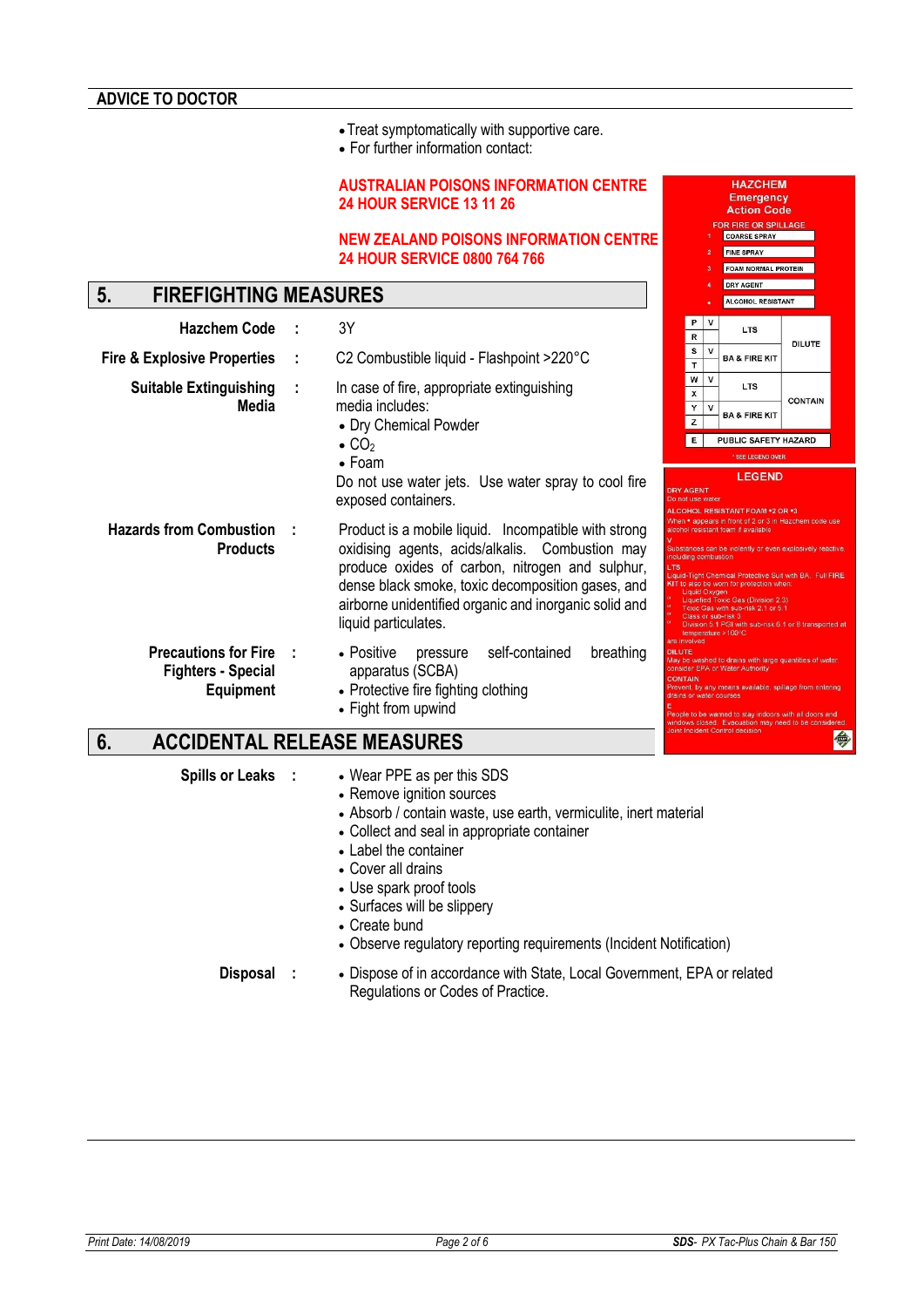## ADVICE TO DOCTOR

- Treat symptomatically with supportive care.
- For further information contact:

**AUSTRALIAN POISONS INFORMATION CENTRE**
**24 HOUR SERVICE 13 11 26**

**NEW ZEALAND POISONS INFORMATION CENTRE**
**24 HOUR SERVICE 0800 764 766**

## 5. FIREFIGHTING MEASURES

**Hazchem Code** : 3Y

**Fire & Explosive Properties** : C2 Combustible liquid - Flashpoint >220°C

**Suitable Extinguishing Media** : In case of fire, appropriate extinguishing media includes:

- Dry Chemical Powder
- $CO_2$
- Foam

Do not use water jets. Use water spray to cool fire exposed containers.

**Hazards from Combustion Products** : Product is a mobile liquid. Incompatible with strong oxidising agents, acids/alkalis. Combustion may produce oxides of carbon, nitrogen and sulphur, dense black smoke, toxic decomposition gases, and airborne unidentified organic and inorganic solid and liquid particulates.

**Precautions for Fire Fighters - Special Equipment** :

- Positive pressure self-contained breathing apparatus (SCBA)
- Protective fire fighting clothing
- Fight from upwind

**HAZCHEM Emergency Action Code**

FOR FIRE OR SPILLAGE

| | |
|---|---|
| 1 | COARSE SPRAY |
| 2 | FINE SPRAY |
| 3 | FOAM NORMAL PROTEIN |
| 4 | DRY AGENT |
| • | ALCOHOL RESISTANT |

| | | | |
|---|---|---|---|
| P | V | LTS | DILUTE |
| R | | | |
| S | V | BA & FIRE KIT | |
| T | | | |
| W | V | LTS | CONTAIN |
| X | | | |
| Y | V | BA & FIRE KIT | |
| Z | | | |
| E | | PUBLIC SAFETY HAZARD | |

* SEE LEGEND OVER

**LEGEND**

DRY AGENT
Do not use water

ALCOHOL RESISTANT FOAM •2 OR •3
When • appears in front of 2 or 3 in Hazchem code use alcohol resistant foam if available

V
Substances can be violently or even explosively reactive including combustion

LTS
Liquid-Tight Chemical Protective Suit with BA. Full FIRE KIT to also be worn for protection when:
- Liquid Oxygen
- Liquefied Toxic Gas (Division 2.3)
- Toxic Gas with sub-risk 2.1 or 5.1
- Class or sub-risk 3
- Division 5.1 PGI with sub-risk 6.1 or 8 transported at temperature >100°C

are involved

DILUTE
May be washed to drains with large quantities of water consider EPA or Water Authority

CONTAIN
Prevent, by any means available, spillage from entering drains or water courses

E
People to be warned to stay indoors with all doors and windows closed. Evacuation may need to be considered. Joint Incident Control decision

## 6. ACCIDENTAL RELEASE MEASURES

**Spills or Leaks** :

- Wear PPE as per this SDS
- Remove ignition sources
- Absorb / contain waste, use earth, vermiculite, inert material
- Collect and seal in appropriate container
- Label the container
- Cover all drains
- Use spark proof tools
- Surfaces will be slippery
- Create bund
- Observe regulatory reporting requirements (Incident Notification)

**Disposal** :

- Dispose of in accordance with State, Local Government, EPA or related Regulations or Codes of Practice.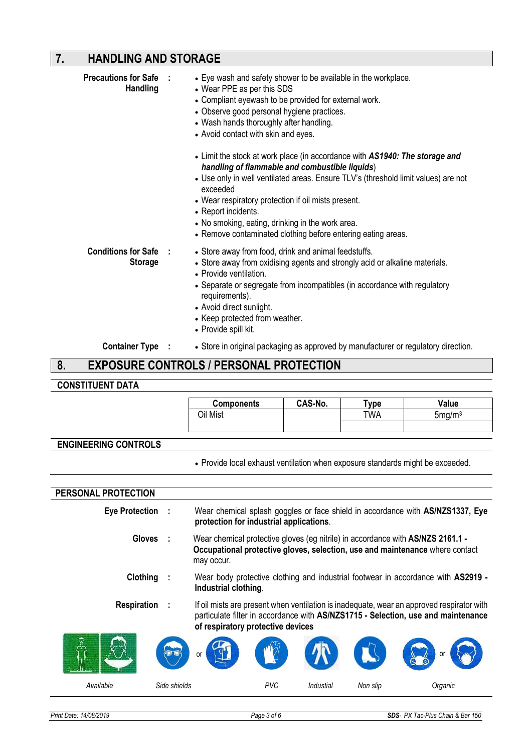## 7. HANDLING AND STORAGE

**Precautions for Safe Handling** :

- Eye wash and safety shower to be available in the workplace.
- Wear PPE as per this SDS
- Compliant eyewash to be provided for external work.
- Observe good personal hygiene practices.
- Wash hands thoroughly after handling.
- Avoid contact with skin and eyes.

- Limit the stock at work place (in accordance with ***AS1940: The storage and handling of flammable and combustible liquids***)
- Use only in well ventilated areas. Ensure TLV's (threshold limit values) are not exceeded
- Wear respiratory protection if oil mists present.
- Report incidents.
- No smoking, eating, drinking in the work area.
- Remove contaminated clothing before entering eating areas.

**Conditions for Safe Storage** :

- Store away from food, drink and animal feedstuffs.
- Store away from oxidising agents and strongly acid or alkaline materials.
- Provide ventilation.
- Separate or segregate from incompatibles (in accordance with regulatory requirements).
- Avoid direct sunlight.
- Keep protected from weather.
- Provide spill kit.

**Container Type** :

- Store in original packaging as approved by manufacturer or regulatory direction.

## 8. EXPOSURE CONTROLS / PERSONAL PROTECTION

### CONSTITUENT DATA

| Components | CAS-No. | Type | Value |
|---|---|---|---|
| Oil Mist | | TWA | 5mg/m$^3$ |
| | | | |

### ENGINEERING CONTROLS

- Provide local exhaust ventilation when exposure standards might be exceeded.

### PERSONAL PROTECTION

**Eye Protection** : Wear chemical splash goggles or face shield in accordance with **AS/NZS1337, Eye protection for industrial applications**.

**Gloves** : Wear chemical protective gloves (eg nitrile) in accordance with **AS/NZS 2161.1 - Occupational protective gloves, selection, use and maintenance** where contact may occur.

**Clothing** : Wear body protective clothing and industrial footwear in accordance with **AS2919 - Industrial clothing**.

**Respiration** : If oil mists are present when ventilation is inadequate, wear an approved respirator with particulate filter in accordance with **AS/NZS1715 - Selection, use and maintenance of respiratory protective devices**

*Available* — *Side shields* or — *PVC* — *Industial* — *Non slip* — *Organic* or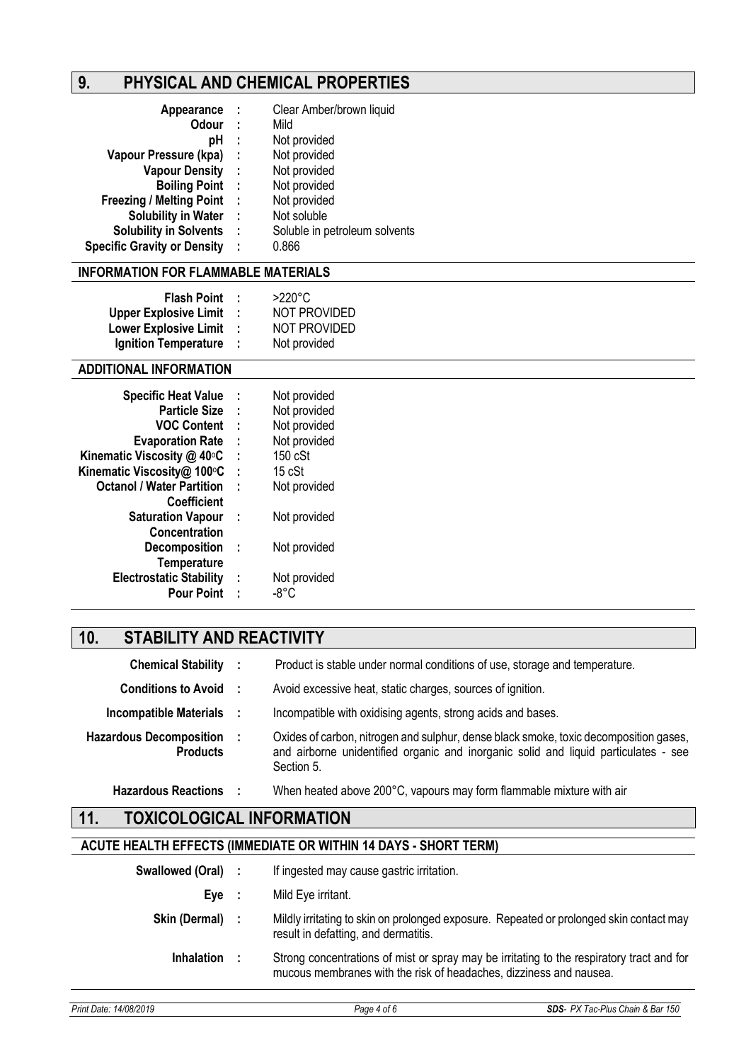## 9. PHYSICAL AND CHEMICAL PROPERTIES

| | | |
|---|---|---|
| **Appearance** | : | Clear Amber/brown liquid |
| **Odour** | : | Mild |
| **pH** | : | Not provided |
| **Vapour Pressure (kpa)** | : | Not provided |
| **Vapour Density** | : | Not provided |
| **Boiling Point** | : | Not provided |
| **Freezing / Melting Point** | : | Not provided |
| **Solubility in Water** | : | Not soluble |
| **Solubility in Solvents** | : | Soluble in petroleum solvents |
| **Specific Gravity or Density** | : | 0.866 |

### INFORMATION FOR FLAMMABLE MATERIALS

| | | |
|---|---|---|
| **Flash Point** | : | >220°C |
| **Upper Explosive Limit** | : | NOT PROVIDED |
| **Lower Explosive Limit** | : | NOT PROVIDED |
| **Ignition Temperature** | : | Not provided |

### ADDITIONAL INFORMATION

| | | |
|---|---|---|
| **Specific Heat Value** | : | Not provided |
| **Particle Size** | : | Not provided |
| **VOC Content** | : | Not provided |
| **Evaporation Rate** | : | Not provided |
| **Kinematic Viscosity @ 40°C** | : | 150 cSt |
| **Kinematic Viscosity@ 100°C** | : | 15 cSt |
| **Octanol / Water Partition Coefficient** | : | Not provided |
| **Saturation Vapour Concentration** | : | Not provided |
| **Decomposition Temperature** | : | Not provided |
| **Electrostatic Stability** | : | Not provided |
| **Pour Point** | : | -8°C |

## 10. STABILITY AND REACTIVITY

| | | |
|---|---|---|
| **Chemical Stability** | : | Product is stable under normal conditions of use, storage and temperature. |
| **Conditions to Avoid** | : | Avoid excessive heat, static charges, sources of ignition. |
| **Incompatible Materials** | : | Incompatible with oxidising agents, strong acids and bases. |
| **Hazardous Decomposition Products** | : | Oxides of carbon, nitrogen and sulphur, dense black smoke, toxic decomposition gases, and airborne unidentified organic and inorganic solid and liquid particulates - see Section 5. |
| **Hazardous Reactions** | : | When heated above 200°C, vapours may form flammable mixture with air |

## 11. TOXICOLOGICAL INFORMATION

### ACUTE HEALTH EFFECTS (IMMEDIATE OR WITHIN 14 DAYS - SHORT TERM)

| | | |
|---|---|---|
| **Swallowed (Oral)** | : | If ingested may cause gastric irritation. |
| **Eye** | : | Mild Eye irritant. |
| **Skin (Dermal)** | : | Mildly irritating to skin on prolonged exposure. Repeated or prolonged skin contact may result in defatting, and dermatitis. |
| **Inhalation** | : | Strong concentrations of mist or spray may be irritating to the respiratory tract and for mucous membranes with the risk of headaches, dizziness and nausea. |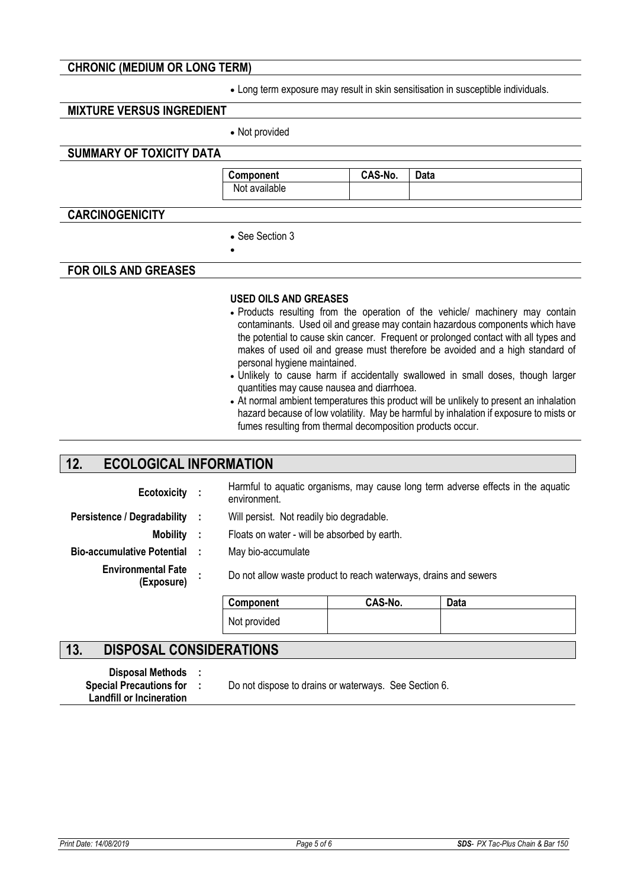### CHRONIC (MEDIUM OR LONG TERM)

- Long term exposure may result in skin sensitisation in susceptible individuals.

### MIXTURE VERSUS INGREDIENT

- Not provided

### SUMMARY OF TOXICITY DATA

| Component | CAS-No. | Data |
|---|---|---|
| Not available | | |

### CARCINOGENICITY

- See Section 3
- 

### FOR OILS AND GREASES

**USED OILS AND GREASES**

- Products resulting from the operation of the vehicle/ machinery may contain contaminants. Used oil and grease may contain hazardous components which have the potential to cause skin cancer. Frequent or prolonged contact with all types and makes of used oil and grease must therefore be avoided and a high standard of personal hygiene maintained.
- Unlikely to cause harm if accidentally swallowed in small doses, though larger quantities may cause nausea and diarrhoea.
- At normal ambient temperatures this product will be unlikely to present an inhalation hazard because of low volatility. May be harmful by inhalation if exposure to mists or fumes resulting from thermal decomposition products occur.

## 12. ECOLOGICAL INFORMATION

**Ecotoxicity :** Harmful to aquatic organisms, may cause long term adverse effects in the aquatic environment.

**Persistence / Degradability :** Will persist. Not readily bio degradable.

**Mobility :** Floats on water - will be absorbed by earth.

**Bio-accumulative Potential :** May bio-accumulate

**Environmental Fate (Exposure) :** Do not allow waste product to reach waterways, drains and sewers

| Component | CAS-No. | Data |
|---|---|---|
| Not provided | | |

## 13. DISPOSAL CONSIDERATIONS

**Disposal Methods :**

**Special Precautions for Landfill or Incineration :** Do not dispose to drains or waterways. See Section 6.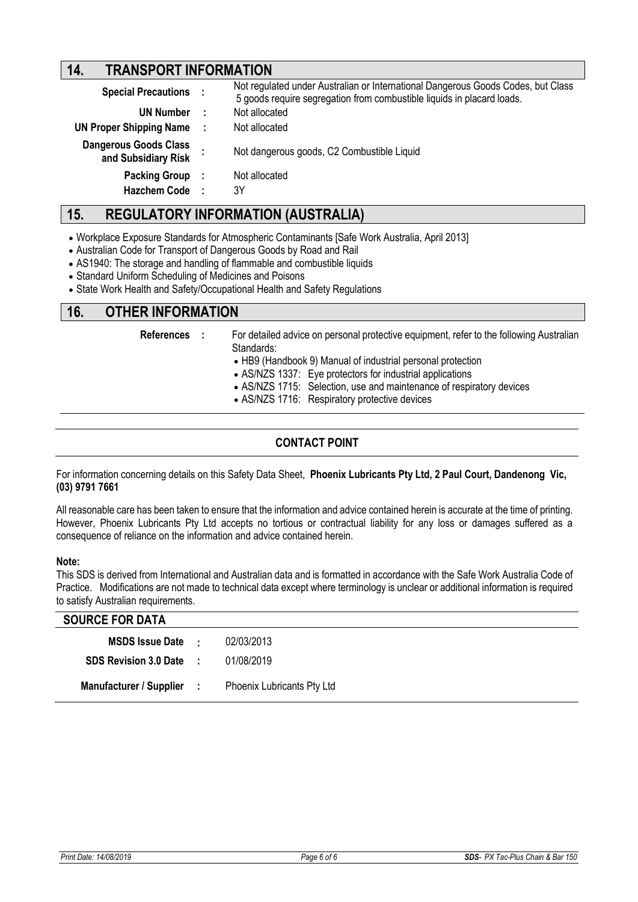## 14. TRANSPORT INFORMATION

| | |
|---|---|
| **Special Precautions** : | Not regulated under Australian or International Dangerous Goods Codes, but Class 5 goods require segregation from combustible liquids in placard loads. |
| **UN Number** : | Not allocated |
| **UN Proper Shipping Name** : | Not allocated |
| **Dangerous Goods Class and Subsidiary Risk** : | Not dangerous goods, C2 Combustible Liquid |
| **Packing Group** : | Not allocated |
| **Hazchem Code** : | 3Y |

## 15. REGULATORY INFORMATION (AUSTRALIA)

- Workplace Exposure Standards for Atmospheric Contaminants [Safe Work Australia, April 2013]
- Australian Code for Transport of Dangerous Goods by Road and Rail
- AS1940: The storage and handling of flammable and combustible liquids
- Standard Uniform Scheduling of Medicines and Poisons
- State Work Health and Safety/Occupational Health and Safety Regulations

## 16. OTHER INFORMATION

**References** : For detailed advice on personal protective equipment, refer to the following Australian Standards:

- HB9 (Handbook 9) Manual of industrial personal protection
- AS/NZS 1337: Eye protectors for industrial applications
- AS/NZS 1715: Selection, use and maintenance of respiratory devices
- AS/NZS 1716: Respiratory protective devices

### CONTACT POINT

For information concerning details on this Safety Data Sheet, **Phoenix Lubricants Pty Ltd, 2 Paul Court, Dandenong Vic, (03) 9791 7661**

All reasonable care has been taken to ensure that the information and advice contained herein is accurate at the time of printing. However, Phoenix Lubricants Pty Ltd accepts no tortious or contractual liability for any loss or damages suffered as a consequence of reliance on the information and advice contained herein.

**Note:**

This SDS is derived from International and Australian data and is formatted in accordance with the Safe Work Australia Code of Practice. Modifications are not made to technical data except where terminology is unclear or additional information is required to satisfy Australian requirements.

### SOURCE FOR DATA

| | |
|---|---|
| **MSDS Issue Date** : | 02/03/2013 |
| **SDS Revision 3.0 Date** : | 01/08/2019 |
| **Manufacturer / Supplier** : | Phoenix Lubricants Pty Ltd |